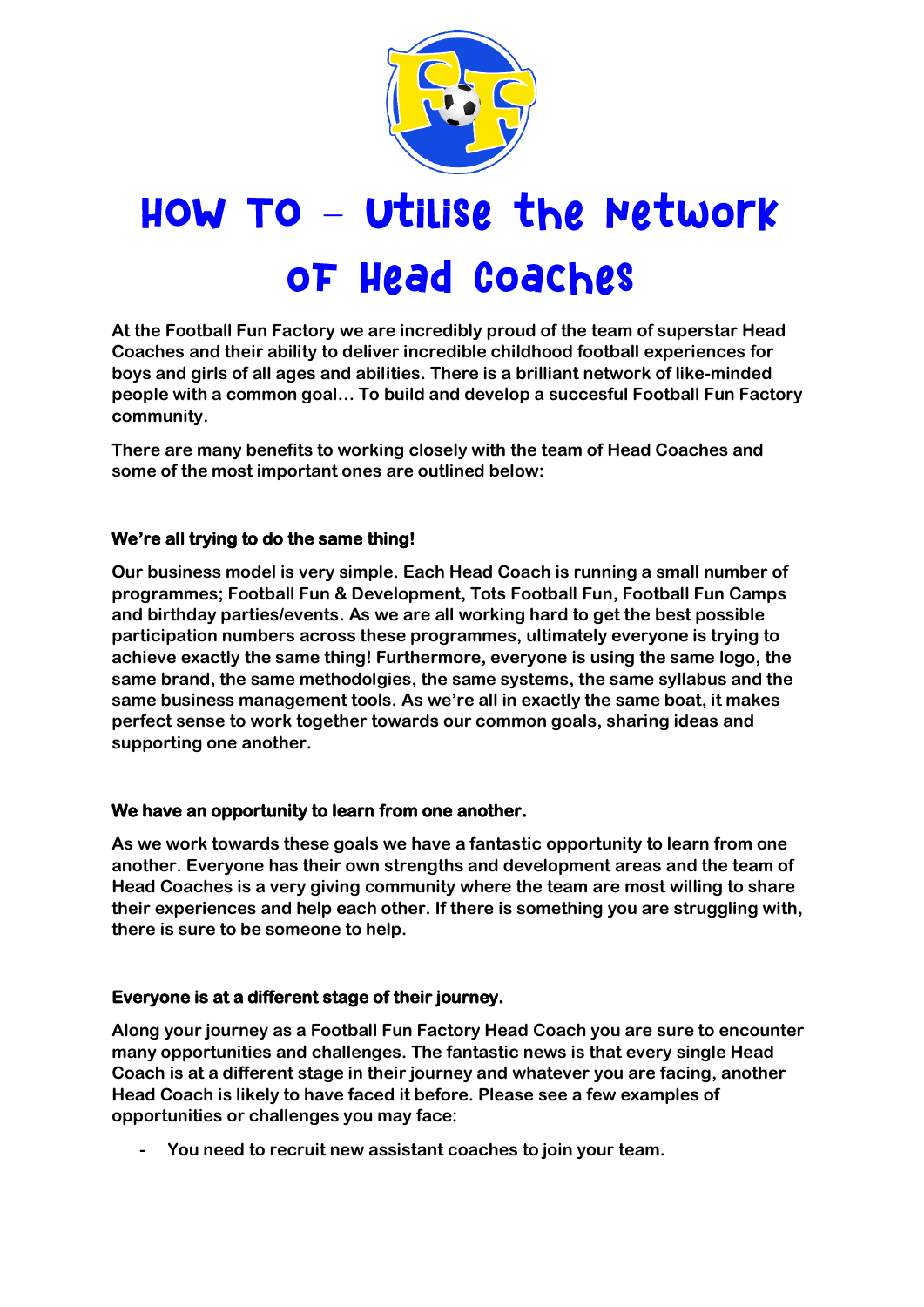# How To – Utilise the Network of Head Coaches

**At the Football Fun Factory we are incredibly proud of the team of superstar Head Coaches and their ability to deliver incredible childhood football experiences for boys and girls of all ages and abilities. There is a brilliant network of like-minded people with a common goal… To build and develop a succesful Football Fun Factory community.**

**There are many benefits to working closely with the team of Head Coaches and some of the most important ones are outlined below:**

### We're all trying to do the same thing!

**Our business model is very simple. Each Head Coach is running a small number of programmes; Football Fun & Development, Tots Football Fun, Football Fun Camps and birthday parties/events. As we are all working hard to get the best possible participation numbers across these programmes, ultimately everyone is trying to achieve exactly the same thing! Furthermore, everyone is using the same logo, the same brand, the same methodolgies, the same systems, the same syllabus and the same business management tools. As we're all in exactly the same boat, it makes perfect sense to work together towards our common goals, sharing ideas and supporting one another.**

### We have an opportunity to learn from one another.

**As we work towards these goals we have a fantastic opportunity to learn from one another. Everyone has their own strengths and development areas and the team of Head Coaches is a very giving community where the team are most willing to share their experiences and help each other. If there is something you are struggling with, there is sure to be someone to help.**

### Everyone is at a different stage of their journey.

**Along your journey as a Football Fun Factory Head Coach you are sure to encounter many opportunities and challenges. The fantastic news is that every single Head Coach is at a different stage in their journey and whatever you are facing, another Head Coach is likely to have faced it before. Please see a few examples of opportunities or challenges you may face:**

- **You need to recruit new assistant coaches to join your team.**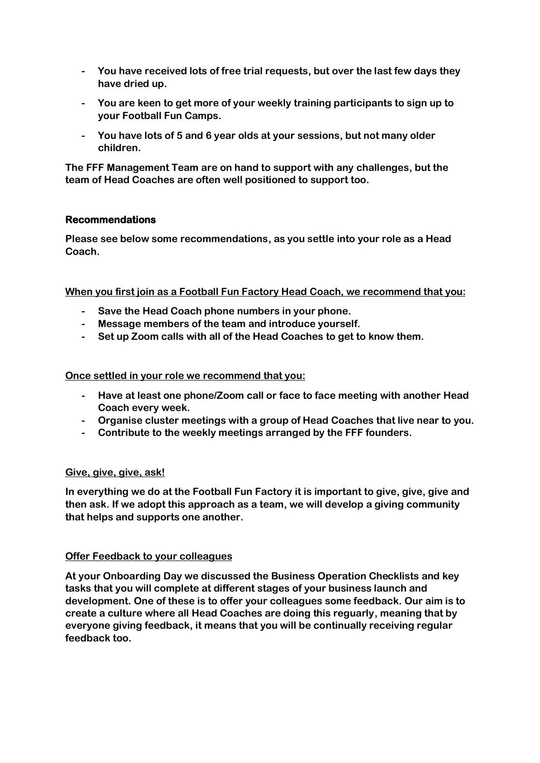- **You have received lots of free trial requests, but over the last few days they have dried up.**
- **You are keen to get more of your weekly training participants to sign up to your Football Fun Camps.**
- **You have lots of 5 and 6 year olds at your sessions, but not many older children.**

**The FFF Management Team are on hand to support with any challenges, but the team of Head Coaches are often well positioned to support too.**

## Recommendations

**Please see below some recommendations, as you settle into your role as a Head Coach.**

### When you first join as a Football Fun Factory Head Coach, we recommend that you:

- **Save the Head Coach phone numbers in your phone.**
- **Message members of the team and introduce yourself.**
- **Set up Zoom calls with all of the Head Coaches to get to know them.**

### Once settled in your role we recommend that you:

- **Have at least one phone/Zoom call or face to face meeting with another Head Coach every week.**
- **Organise cluster meetings with a group of Head Coaches that live near to you.**
- **Contribute to the weekly meetings arranged by the FFF founders.**

### Give, give, give, ask!

**In everything we do at the Football Fun Factory it is important to give, give, give and then ask. If we adopt this approach as a team, we will develop a giving community that helps and supports one another.**

### Offer Feedback to your colleagues

**At your Onboarding Day we discussed the Business Operation Checklists and key tasks that you will complete at different stages of your business launch and development. One of these is to offer your colleagues some feedback. Our aim is to create a culture where all Head Coaches are doing this reguarly, meaning that by everyone giving feedback, it means that you will be continually receiving regular feedback too.**